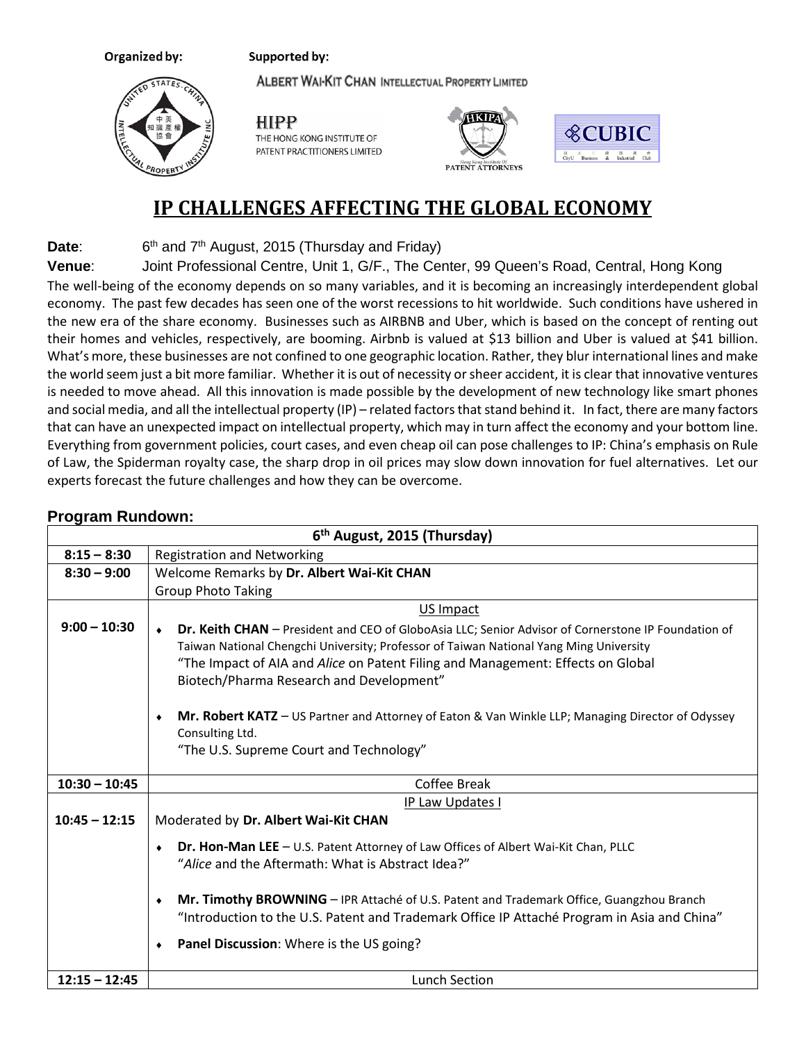**Organized by:** **Supported by:**

ALBERT WAI-KIT CHAN INTELLECTUAL PROPERTY LIMITED

HIPP THE HONG KONG INSTITUTE OF PATENT PRACTITIONERS LIMITED

# IP CHALLENGES AFFECTING THE GLOBAL ECONOMY

**Date**: 6th and 7th August, 2015 (Thursday and Friday)

**Venue**: Joint Professional Centre, Unit 1, G/F., The Center, 99 Queen's Road, Central, Hong Kong

The well-being of the economy depends on so many variables, and it is becoming an increasingly interdependent global economy. The past few decades has seen one of the worst recessions to hit worldwide. Such conditions have ushered in the new era of the share economy. Businesses such as AIRBNB and Uber, which is based on the concept of renting out their homes and vehicles, respectively, are booming. Airbnb is valued at $13 billion and Uber is valued at $41 billion. What's more, these businesses are not confined to one geographic location. Rather, they blur international lines and make the world seem just a bit more familiar. Whether it is out of necessity or sheer accident, it is clear that innovative ventures is needed to move ahead. All this innovation is made possible by the development of new technology like smart phones and social media, and all the intellectual property (IP) – related factors that stand behind it. In fact, there are many factors that can have an unexpected impact on intellectual property, which may in turn affect the economy and your bottom line. Everything from government policies, court cases, and even cheap oil can pose challenges to IP: China's emphasis on Rule of Law, the Spiderman royalty case, the sharp drop in oil prices may slow down innovation for fuel alternatives. Let our experts forecast the future challenges and how they can be overcome.

## Program Rundown:

| 6th August, 2015 (Thursday) | |
|---|---|
| **8:15 – 8:30** | Registration and Networking |
| **8:30 – 9:00** | Welcome Remarks by **Dr. Albert Wai-Kit CHAN**<br>Group Photo Taking |
| **9:00 – 10:30** | US Impact<br>• **Dr. Keith CHAN** – President and CEO of GloboAsia LLC; Senior Advisor of Cornerstone IP Foundation of Taiwan National Chengchi University; Professor of Taiwan National Yang Ming University<br>"The Impact of AIA and *Alice* on Patent Filing and Management: Effects on Global Biotech/Pharma Research and Development"<br>• **Mr. Robert KATZ** – US Partner and Attorney of Eaton & Van Winkle LLP; Managing Director of Odyssey Consulting Ltd.<br>"The U.S. Supreme Court and Technology" |
| **10:30 – 10:45** | Coffee Break |
| **10:45 – 12:15** | IP Law Updates I<br>Moderated by **Dr. Albert Wai-Kit CHAN**<br>• **Dr. Hon-Man LEE** – U.S. Patent Attorney of Law Offices of Albert Wai-Kit Chan, PLLC<br>"*Alice* and the Aftermath: What is Abstract Idea?"<br>• **Mr. Timothy BROWNING** – IPR Attaché of U.S. Patent and Trademark Office, Guangzhou Branch<br>"Introduction to the U.S. Patent and Trademark Office IP Attaché Program in Asia and China"<br>• **Panel Discussion**: Where is the US going? |
| **12:15 – 12:45** | Lunch Section |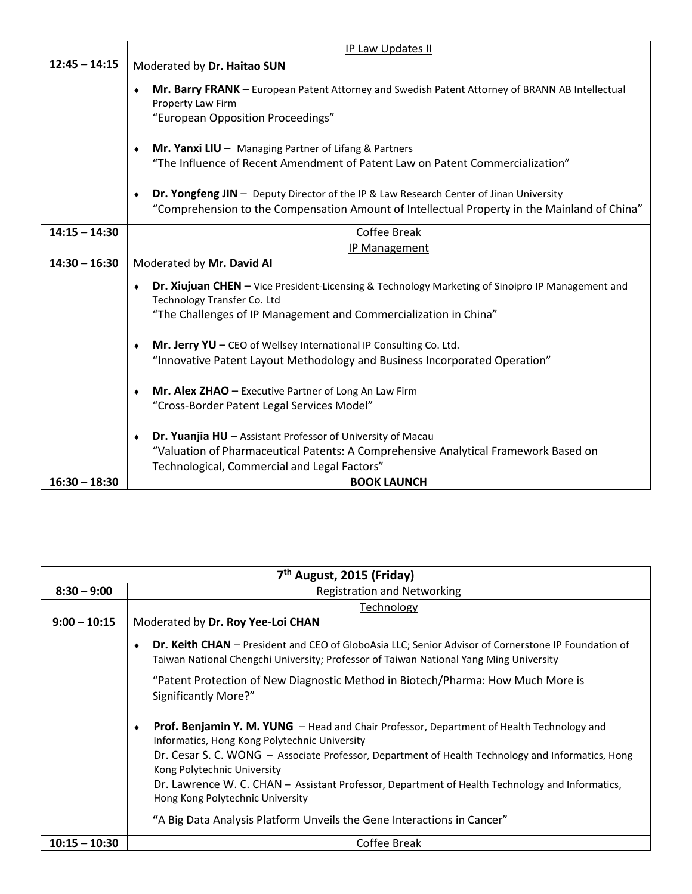| | |
|---|---|
| **12:45 – 14:15** | IP Law Updates II<br>Moderated by **Dr. Haitao SUN**<br>♦ **Mr. Barry FRANK** – European Patent Attorney and Swedish Patent Attorney of BRANN AB Intellectual Property Law Firm<br>"European Opposition Proceedings"<br>♦ **Mr. Yanxi LIU** – Managing Partner of Lifang & Partners<br>"The Influence of Recent Amendment of Patent Law on Patent Commercialization"<br>♦ **Dr. Yongfeng JIN** – Deputy Director of the IP & Law Research Center of Jinan University<br>"Comprehension to the Compensation Amount of Intellectual Property in the Mainland of China" |
| **14:15 – 14:30** | Coffee Break |
| **14:30 – 16:30** | IP Management<br>Moderated by **Mr. David AI**<br>♦ **Dr. Xiujuan CHEN** – Vice President-Licensing & Technology Marketing of Sinoipro IP Management and Technology Transfer Co. Ltd<br>"The Challenges of IP Management and Commercialization in China"<br>♦ **Mr. Jerry YU** – CEO of Wellsey International IP Consulting Co. Ltd.<br>"Innovative Patent Layout Methodology and Business Incorporated Operation"<br>♦ **Mr. Alex ZHAO** – Executive Partner of Long An Law Firm<br>"Cross-Border Patent Legal Services Model"<br>♦ **Dr. Yuanjia HU** – Assistant Professor of University of Macau<br>"Valuation of Pharmaceutical Patents: A Comprehensive Analytical Framework Based on Technological, Commercial and Legal Factors" |
| **16:30 – 18:30** | **BOOK LAUNCH** |

| **7th August, 2015 (Friday)** | |
|---|---|
| **8:30 – 9:00** | Registration and Networking |
| **9:00 – 10:15** | Technology<br>Moderated by **Dr. Roy Yee-Loi CHAN**<br>♦ **Dr. Keith CHAN** – President and CEO of GloboAsia LLC; Senior Advisor of Cornerstone IP Foundation of Taiwan National Chengchi University; Professor of Taiwan National Yang Ming University<br>"Patent Protection of New Diagnostic Method in Biotech/Pharma: How Much More is Significantly More?"<br>♦ **Prof. Benjamin Y. M. YUNG** – Head and Chair Professor, Department of Health Technology and Informatics, Hong Kong Polytechnic University<br>Dr. Cesar S. C. WONG – Associate Professor, Department of Health Technology and Informatics, Hong Kong Polytechnic University<br>Dr. Lawrence W. C. CHAN – Assistant Professor, Department of Health Technology and Informatics, Hong Kong Polytechnic University<br>"A Big Data Analysis Platform Unveils the Gene Interactions in Cancer" |
| **10:15 – 10:30** | Coffee Break |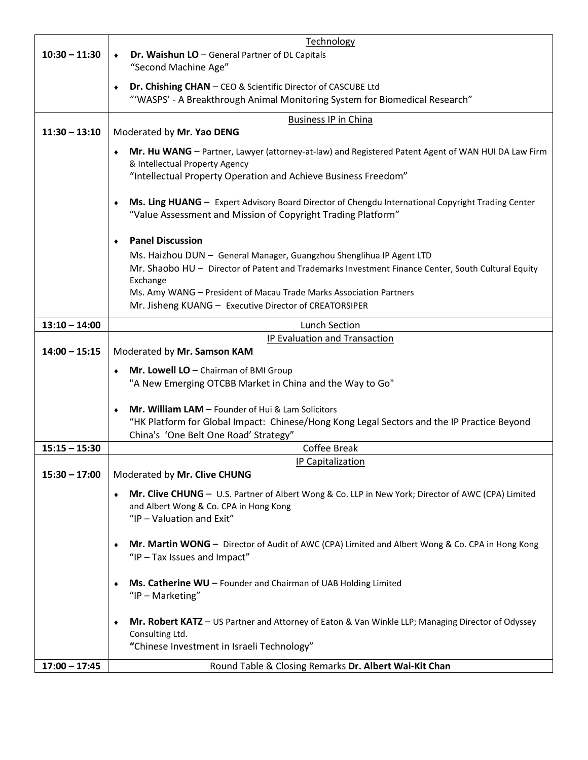| | |
|---|---|
| **10:30 – 11:30** | Technology<br>♦ **Dr. Waishun LO** – General Partner of DL Capitals<br>"Second Machine Age"<br>♦ **Dr. Chishing CHAN** – CEO & Scientific Director of CASCUBE Ltd<br>"'WASPS' - A Breakthrough Animal Monitoring System for Biomedical Research" |
| **11:30 – 13:10** | Business IP in China<br>Moderated by **Mr. Yao DENG**<br>♦ **Mr. Hu WANG** – Partner, Lawyer (attorney-at-law) and Registered Patent Agent of WAN HUI DA Law Firm & Intellectual Property Agency<br>"Intellectual Property Operation and Achieve Business Freedom"<br>♦ **Ms. Ling HUANG** – Expert Advisory Board Director of Chengdu International Copyright Trading Center<br>"Value Assessment and Mission of Copyright Trading Platform"<br>♦ **Panel Discussion**<br>Ms. Haizhou DUN – General Manager, Guangzhou Shenglihua IP Agent LTD<br>Mr. Shaobo HU – Director of Patent and Trademarks Investment Finance Center, South Cultural Equity Exchange<br>Ms. Amy WANG – President of Macau Trade Marks Association Partners<br>Mr. Jisheng KUANG – Executive Director of CREATORSIPER |
| **13:10 – 14:00** | Lunch Section |
| **14:00 – 15:15** | IP Evaluation and Transaction<br>Moderated by **Mr. Samson KAM**<br>♦ **Mr. Lowell LO** – Chairman of BMI Group<br>"A New Emerging OTCBB Market in China and the Way to Go"<br>♦ **Mr. William LAM** – Founder of Hui & Lam Solicitors<br>"HK Platform for Global Impact: Chinese/Hong Kong Legal Sectors and the IP Practice Beyond China's 'One Belt One Road' Strategy" |
| **15:15 – 15:30** | Coffee Break |
| **15:30 – 17:00** | IP Capitalization<br>Moderated by **Mr. Clive CHUNG**<br>♦ **Mr. Clive CHUNG** – U.S. Partner of Albert Wong & Co. LLP in New York; Director of AWC (CPA) Limited and Albert Wong & Co. CPA in Hong Kong<br>"IP – Valuation and Exit"<br>♦ **Mr. Martin WONG** – Director of Audit of AWC (CPA) Limited and Albert Wong & Co. CPA in Hong Kong<br>"IP – Tax Issues and Impact"<br>♦ **Ms. Catherine WU** – Founder and Chairman of UAB Holding Limited<br>"IP – Marketing"<br>♦ **Mr. Robert KATZ** – US Partner and Attorney of Eaton & Van Winkle LLP; Managing Director of Odyssey Consulting Ltd.<br>**"**Chinese Investment in Israeli Technology" |
| **17:00 – 17:45** | Round Table & Closing Remarks **Dr. Albert Wai-Kit Chan** |